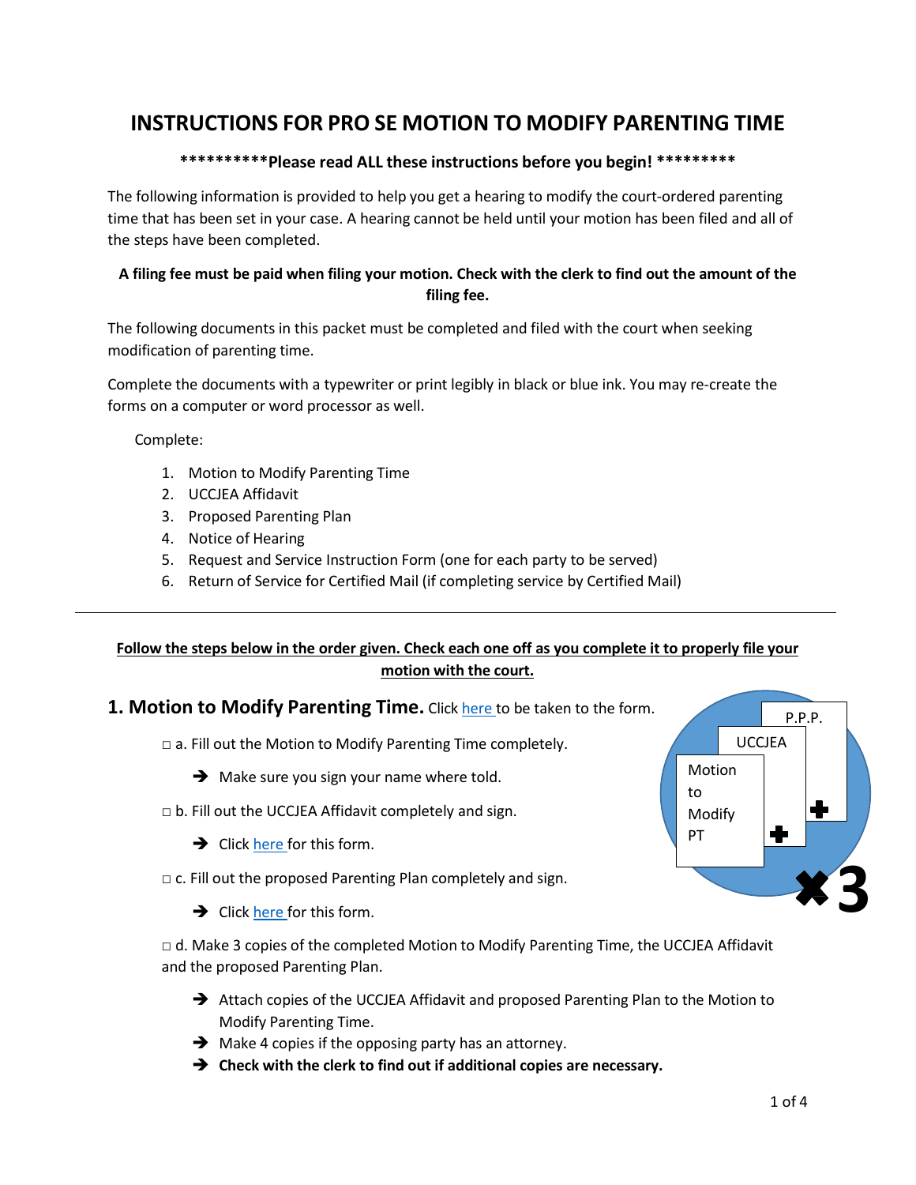# INSTRUCTIONS FOR PRO SE MOTION TO MODIFY PARENTING TIME

**\**********Please read ALL these instructions before you begin! *********\***

The following information is provided to help you get a hearing to modify the court-ordered parenting time that has been set in your case. A hearing cannot be held until your motion has been filed and all of the steps have been completed.

**A filing fee must be paid when filing your motion. Check with the clerk to find out the amount of the filing fee.**

The following documents in this packet must be completed and filed with the court when seeking modification of parenting time.

Complete the documents with a typewriter or print legibly in black or blue ink. You may re-create the forms on a computer or word processor as well.

Complete:

1. Motion to Modify Parenting Time
2. UCCJEA Affidavit
3. Proposed Parenting Plan
4. Notice of Hearing
5. Request and Service Instruction Form (one for each party to be served)
6. Return of Service for Certified Mail (if completing service by Certified Mail)

---

**<u>Follow the steps below in the order given. Check each one off as you complete it to properly file your motion with the court.</u>**

## 1. Motion to Modify Parenting Time. 
Click here to be taken to the form.

□ a. Fill out the Motion to Modify Parenting Time completely.

- ➔ Make sure you sign your name where told.

□ b. Fill out the UCCJEA Affidavit completely and sign.

- ➔ Click here for this form.

□ c. Fill out the proposed Parenting Plan completely and sign.

- ➔ Click here for this form.

□ d. Make 3 copies of the completed Motion to Modify Parenting Time, the UCCJEA Affidavit and the proposed Parenting Plan.

- ➔ Attach copies of the UCCJEA Affidavit and proposed Parenting Plan to the Motion to Modify Parenting Time.
- ➔ Make 4 copies if the opposing party has an attorney.
- ➔ **Check with the clerk to find out if additional copies are necessary.**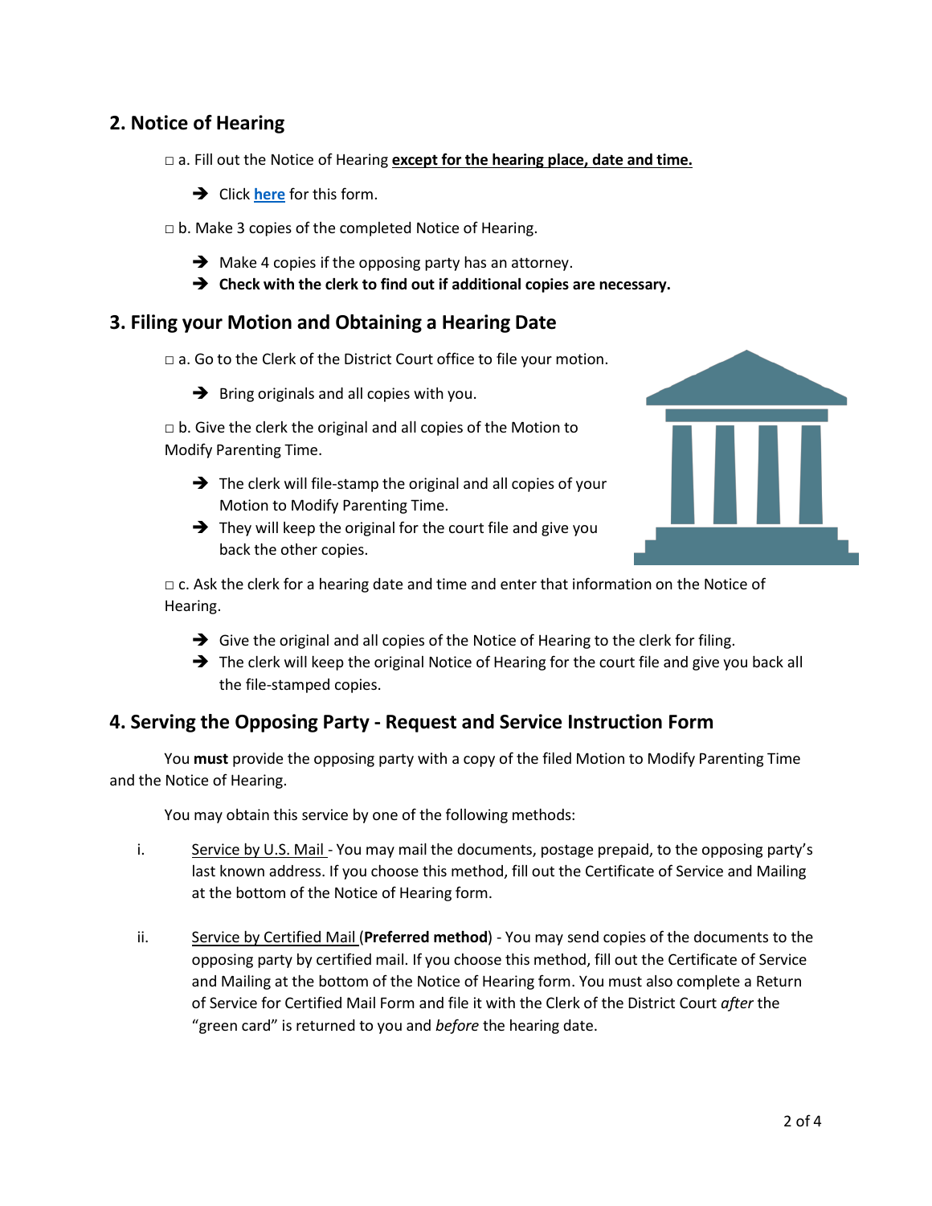## 2. Notice of Hearing

□ a. Fill out the Notice of Hearing **except for the hearing place, date and time.**

- ➔ Click **here** for this form.

□ b. Make 3 copies of the completed Notice of Hearing.

- ➔ Make 4 copies if the opposing party has an attorney.
- ➔ **Check with the clerk to find out if additional copies are necessary.**

## 3. Filing your Motion and Obtaining a Hearing Date

□ a. Go to the Clerk of the District Court office to file your motion.

- ➔ Bring originals and all copies with you.

□ b. Give the clerk the original and all copies of the Motion to Modify Parenting Time.

- ➔ The clerk will file-stamp the original and all copies of your Motion to Modify Parenting Time.
- ➔ They will keep the original for the court file and give you back the other copies.

□ c. Ask the clerk for a hearing date and time and enter that information on the Notice of Hearing.

- ➔ Give the original and all copies of the Notice of Hearing to the clerk for filing.
- ➔ The clerk will keep the original Notice of Hearing for the court file and give you back all the file-stamped copies.

## 4. Serving the Opposing Party - Request and Service Instruction Form

You **must** provide the opposing party with a copy of the filed Motion to Modify Parenting Time and the Notice of Hearing.

You may obtain this service by one of the following methods:

i. Service by U.S. Mail - You may mail the documents, postage prepaid, to the opposing party's last known address. If you choose this method, fill out the Certificate of Service and Mailing at the bottom of the Notice of Hearing form.

ii. Service by Certified Mail (**Preferred method**) - You may send copies of the documents to the opposing party by certified mail. If you choose this method, fill out the Certificate of Service and Mailing at the bottom of the Notice of Hearing form. You must also complete a Return of Service for Certified Mail Form and file it with the Clerk of the District Court *after* the "green card" is returned to you and *before* the hearing date.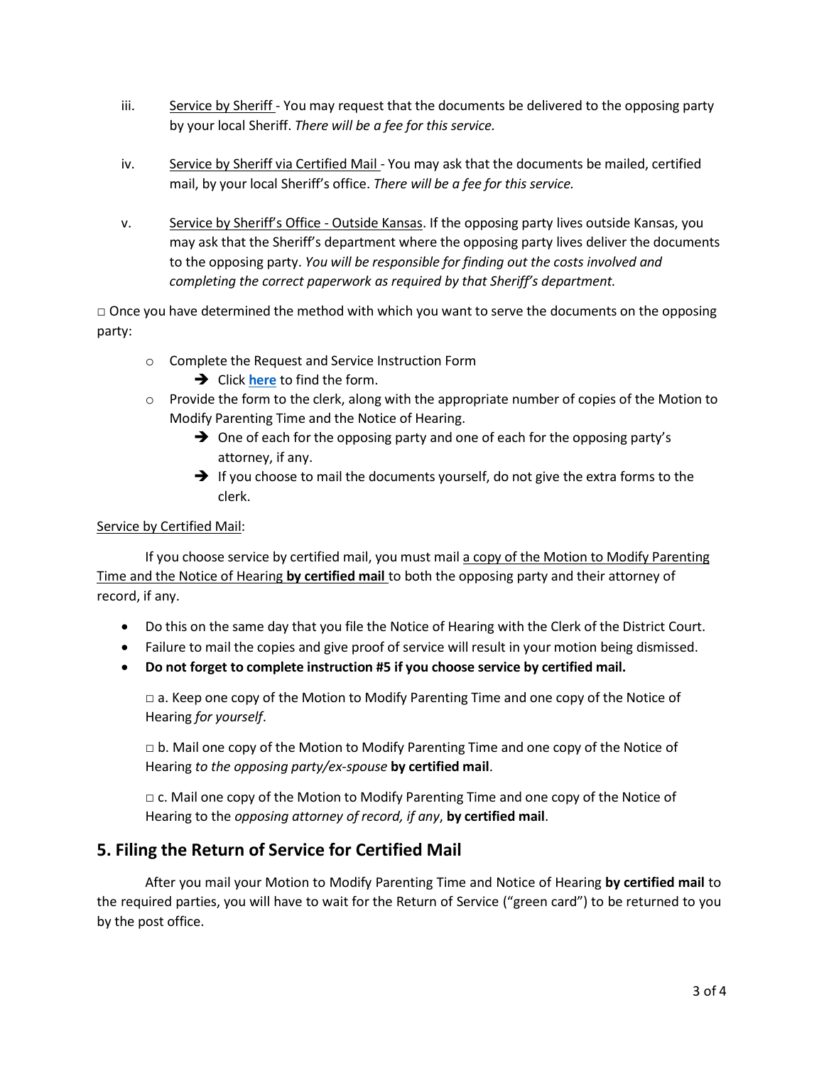iii. Service by Sheriff - You may request that the documents be delivered to the opposing party by your local Sheriff. *There will be a fee for this service.*

iv. Service by Sheriff via Certified Mail - You may ask that the documents be mailed, certified mail, by your local Sheriff's office. *There will be a fee for this service.*

v. Service by Sheriff's Office - Outside Kansas. If the opposing party lives outside Kansas, you may ask that the Sheriff's department where the opposing party lives deliver the documents to the opposing party. *You will be responsible for finding out the costs involved and completing the correct paperwork as required by that Sheriff's department.*

□ Once you have determined the method with which you want to serve the documents on the opposing party:

- Complete the Request and Service Instruction Form
  - ➔ Click **here** to find the form.
- Provide the form to the clerk, along with the appropriate number of copies of the Motion to Modify Parenting Time and the Notice of Hearing.
  - ➔ One of each for the opposing party and one of each for the opposing party's attorney, if any.
  - ➔ If you choose to mail the documents yourself, do not give the extra forms to the clerk.

Service by Certified Mail:

If you choose service by certified mail, you must mail a copy of the Motion to Modify Parenting Time and the Notice of Hearing **by certified mail** to both the opposing party and their attorney of record, if any.

- Do this on the same day that you file the Notice of Hearing with the Clerk of the District Court.
- Failure to mail the copies and give proof of service will result in your motion being dismissed.
- **Do not forget to complete instruction #5 if you choose service by certified mail.**

□ a. Keep one copy of the Motion to Modify Parenting Time and one copy of the Notice of Hearing *for yourself*.

□ b. Mail one copy of the Motion to Modify Parenting Time and one copy of the Notice of Hearing *to the opposing party/ex-spouse* **by certified mail**.

□ c. Mail one copy of the Motion to Modify Parenting Time and one copy of the Notice of Hearing to the *opposing attorney of record, if any*, **by certified mail**.

## 5. Filing the Return of Service for Certified Mail

After you mail your Motion to Modify Parenting Time and Notice of Hearing **by certified mail** to the required parties, you will have to wait for the Return of Service ("green card") to be returned to you by the post office.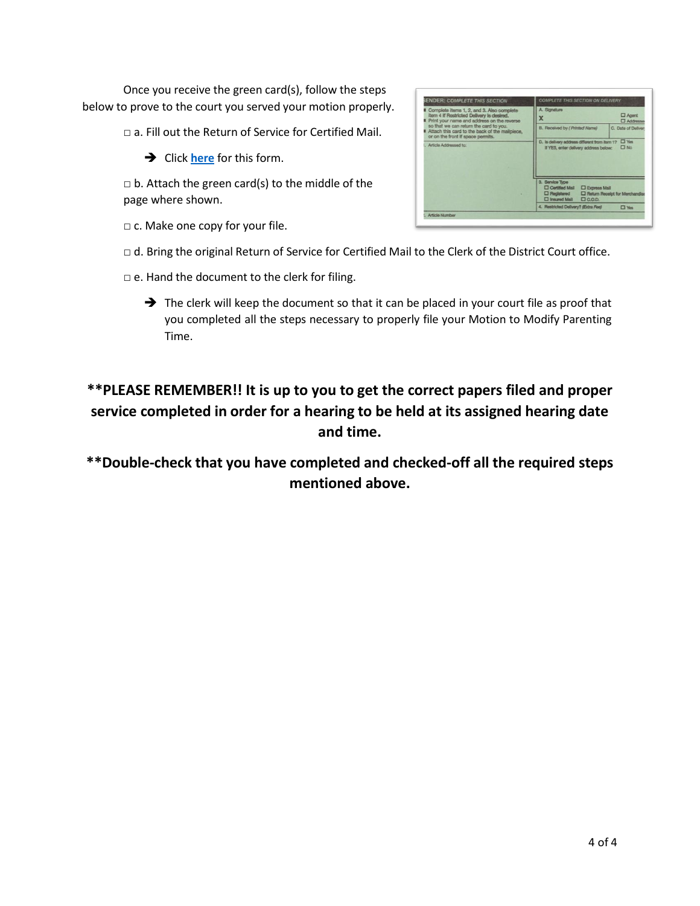Once you receive the green card(s), follow the steps below to prove to the court you served your motion properly.

□ a. Fill out the Return of Service for Certified Mail.

➔ Click **here** for this form.

□ b. Attach the green card(s) to the middle of the page where shown.

□ c. Make one copy for your file.

□ d. Bring the original Return of Service for Certified Mail to the Clerk of the District Court office.

□ e. Hand the document to the clerk for filing.

➔ The clerk will keep the document so that it can be placed in your court file as proof that you completed all the steps necessary to properly file your Motion to Modify Parenting Time.

**\*\*PLEASE REMEMBER!! It is up to you to get the correct papers filed and proper service completed in order for a hearing to be held at its assigned hearing date and time.**

**\*\*Double-check that you have completed and checked-off all the required steps mentioned above.**